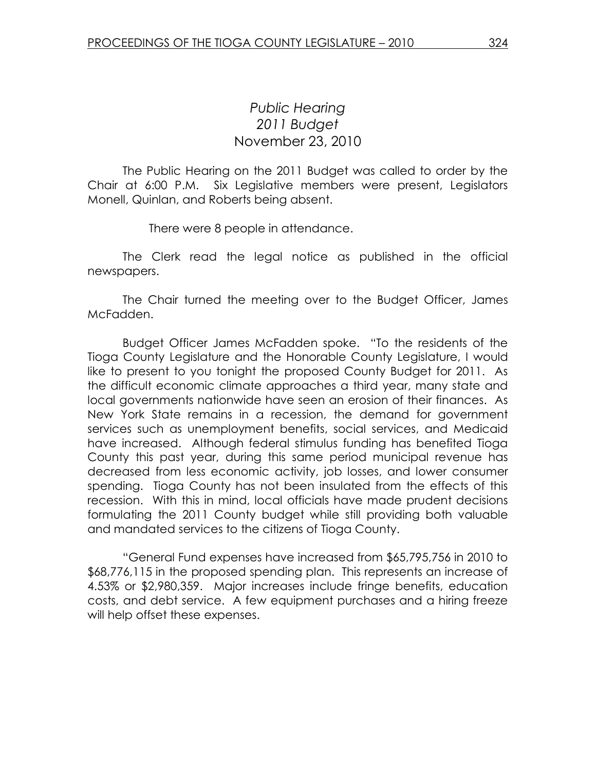# *Public Hearing*
# *2011 Budget*
## November 23, 2010

The Public Hearing on the 2011 Budget was called to order by the Chair at 6:00 P.M. Six Legislative members were present, Legislators Monell, Quinlan, and Roberts being absent.

There were 8 people in attendance.

The Clerk read the legal notice as published in the official newspapers.

The Chair turned the meeting over to the Budget Officer, James McFadden.

Budget Officer James McFadden spoke. "To the residents of the Tioga County Legislature and the Honorable County Legislature, I would like to present to you tonight the proposed County Budget for 2011. As the difficult economic climate approaches a third year, many state and local governments nationwide have seen an erosion of their finances. As New York State remains in a recession, the demand for government services such as unemployment benefits, social services, and Medicaid have increased. Although federal stimulus funding has benefited Tioga County this past year, during this same period municipal revenue has decreased from less economic activity, job losses, and lower consumer spending. Tioga County has not been insulated from the effects of this recession. With this in mind, local officials have made prudent decisions formulating the 2011 County budget while still providing both valuable and mandated services to the citizens of Tioga County.

"General Fund expenses have increased from $65,795,756 in 2010 to $68,776,115 in the proposed spending plan. This represents an increase of 4.53% or $2,980,359. Major increases include fringe benefits, education costs, and debt service. A few equipment purchases and a hiring freeze will help offset these expenses.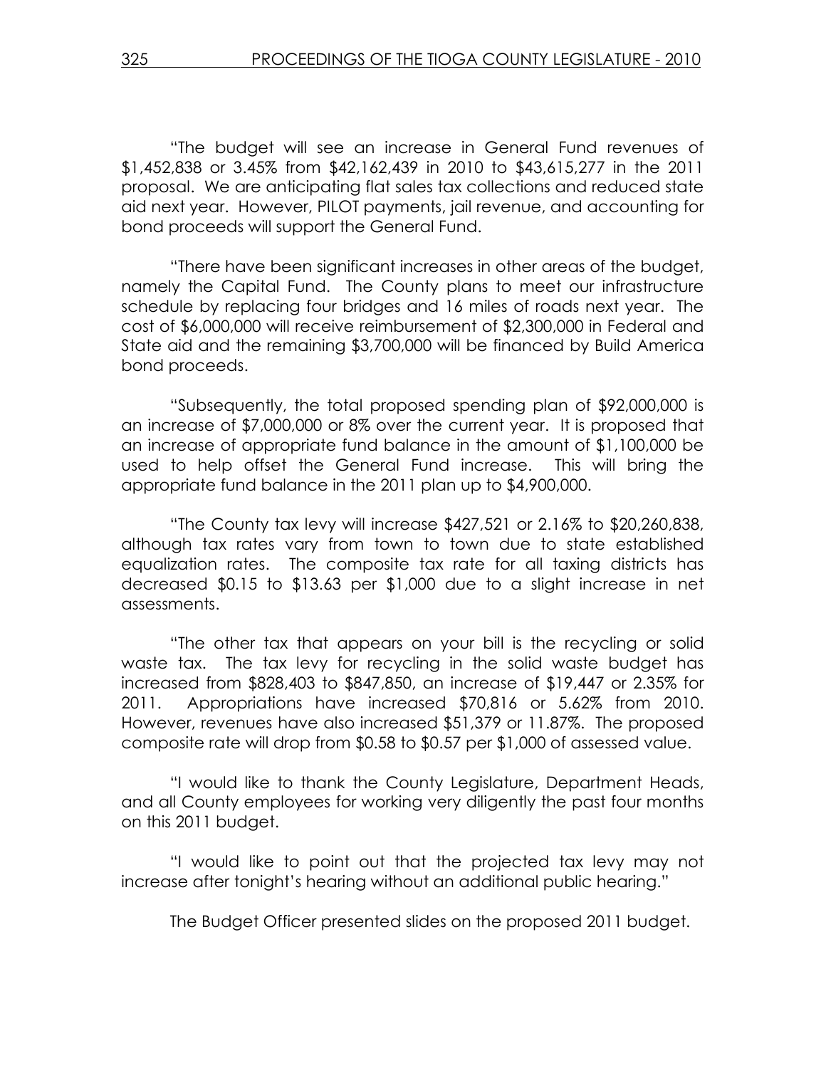"The budget will see an increase in General Fund revenues of $1,452,838 or 3.45% from $42,162,439 in 2010 to $43,615,277 in the 2011 proposal. We are anticipating flat sales tax collections and reduced state aid next year. However, PILOT payments, jail revenue, and accounting for bond proceeds will support the General Fund.

"There have been significant increases in other areas of the budget, namely the Capital Fund. The County plans to meet our infrastructure schedule by replacing four bridges and 16 miles of roads next year. The cost of $6,000,000 will receive reimbursement of $2,300,000 in Federal and State aid and the remaining $3,700,000 will be financed by Build America bond proceeds.

"Subsequently, the total proposed spending plan of $92,000,000 is an increase of $7,000,000 or 8% over the current year. It is proposed that an increase of appropriate fund balance in the amount of $1,100,000 be used to help offset the General Fund increase. This will bring the appropriate fund balance in the 2011 plan up to $4,900,000.

"The County tax levy will increase $427,521 or 2.16% to $20,260,838, although tax rates vary from town to town due to state established equalization rates. The composite tax rate for all taxing districts has decreased $0.15 to $13.63 per $1,000 due to a slight increase in net assessments.

"The other tax that appears on your bill is the recycling or solid waste tax. The tax levy for recycling in the solid waste budget has increased from $828,403 to $847,850, an increase of $19,447 or 2.35% for 2011. Appropriations have increased $70,816 or 5.62% from 2010. However, revenues have also increased $51,379 or 11.87%. The proposed composite rate will drop from $0.58 to $0.57 per $1,000 of assessed value.

"I would like to thank the County Legislature, Department Heads, and all County employees for working very diligently the past four months on this 2011 budget.

"I would like to point out that the projected tax levy may not increase after tonight's hearing without an additional public hearing."

The Budget Officer presented slides on the proposed 2011 budget.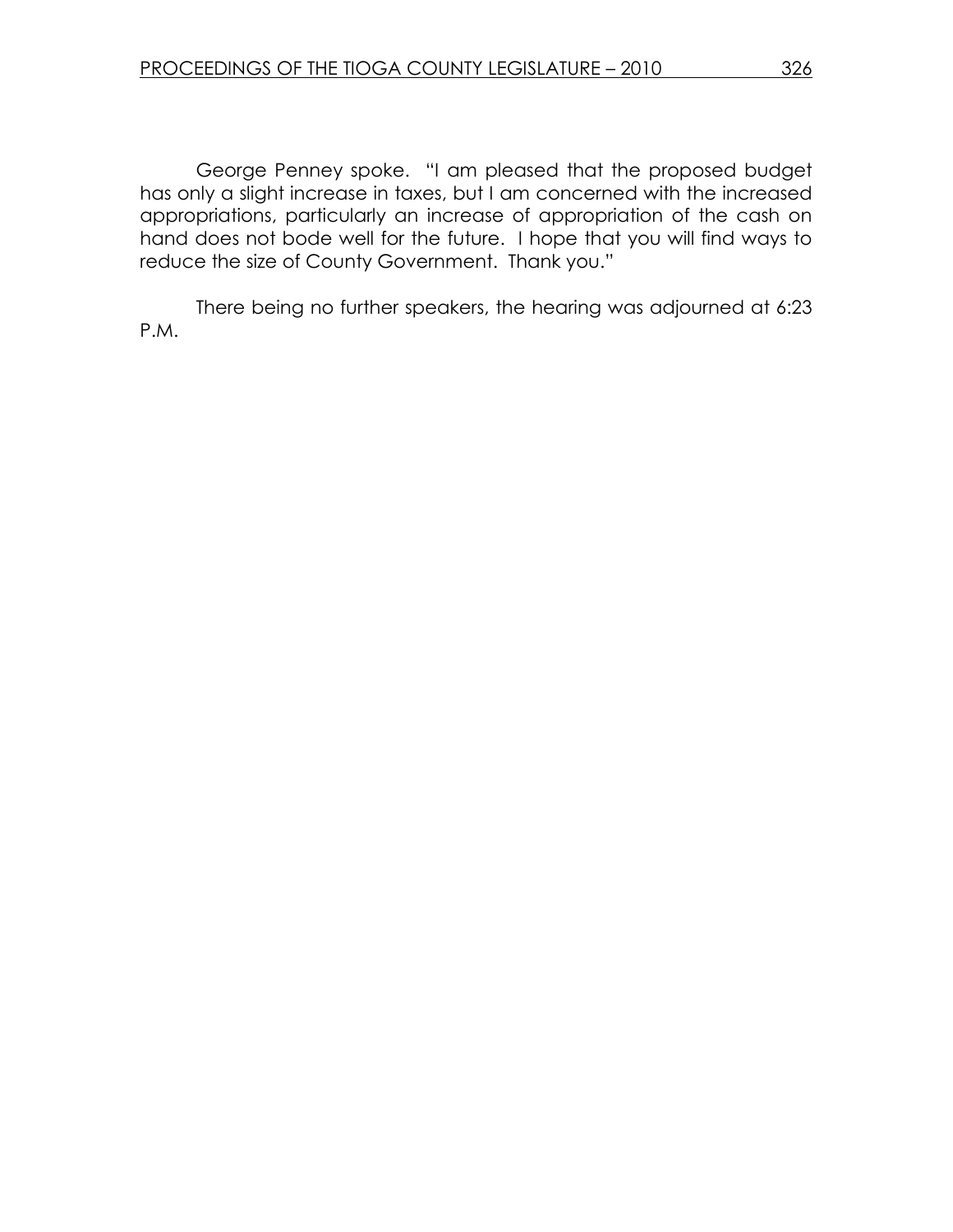George Penney spoke. "I am pleased that the proposed budget has only a slight increase in taxes, but I am concerned with the increased appropriations, particularly an increase of appropriation of the cash on hand does not bode well for the future. I hope that you will find ways to reduce the size of County Government. Thank you."

There being no further speakers, the hearing was adjourned at 6:23 P.M.